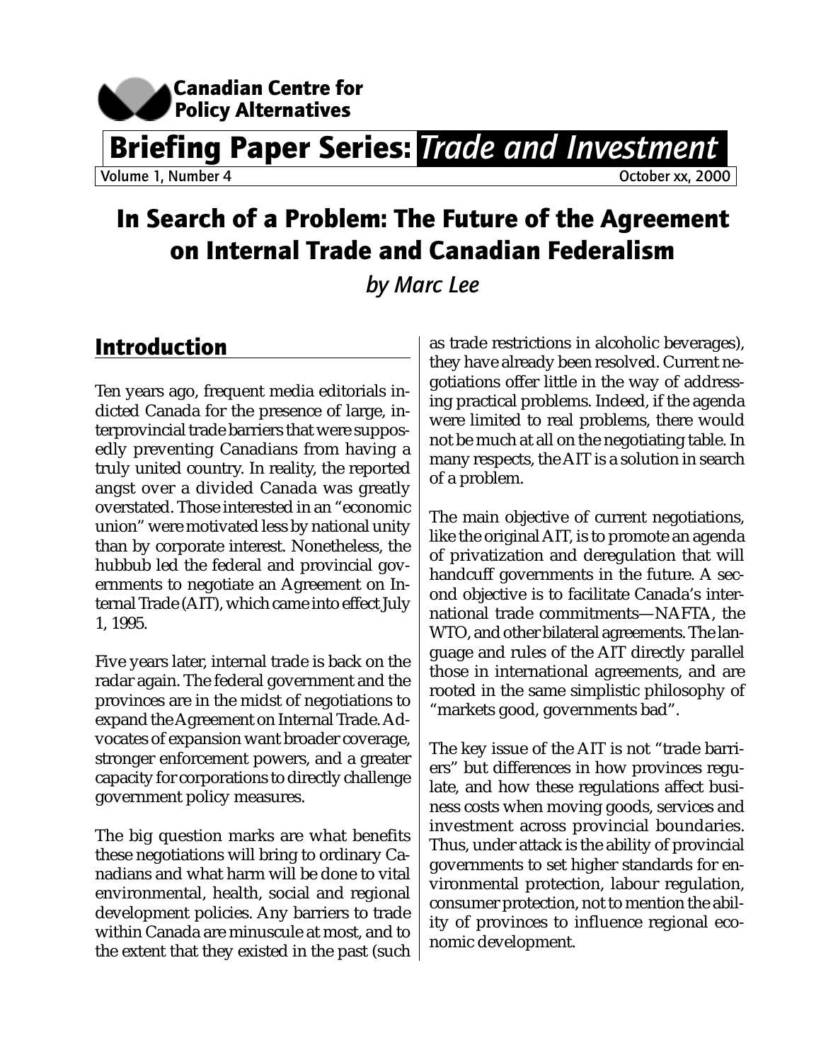Canadian Centre for Policy Alternatives

# Briefing Paper Series: *Trade and Investment*

Volume 1, Number 4 — October xx, 2000

# In Search of a Problem: The Future of the Agreement on Internal Trade and Canadian Federalism

*by Marc Lee*

## Introduction

Ten years ago, frequent media editorials indicted Canada for the presence of large, interprovincial trade barriers that were supposedly preventing Canadians from having a truly united country. In reality, the reported angst over a divided Canada was greatly overstated. Those interested in an "economic union" were motivated less by national unity than by corporate interest. Nonetheless, the hubbub led the federal and provincial governments to negotiate an Agreement on Internal Trade (AIT), which came into effect July 1, 1995.

Five years later, internal trade is back on the radar again. The federal government and the provinces are in the midst of negotiations to expand the Agreement on Internal Trade. Advocates of expansion want broader coverage, stronger enforcement powers, and a greater capacity for corporations to directly challenge government policy measures.

The big question marks are what benefits these negotiations will bring to ordinary Canadians and what harm will be done to vital environmental, health, social and regional development policies. Any barriers to trade within Canada are minuscule at most, and to the extent that they existed in the past (such as trade restrictions in alcoholic beverages), they have already been resolved. Current negotiations offer little in the way of addressing practical problems. Indeed, if the agenda were limited to real problems, there would not be much at all on the negotiating table. In many respects, the AIT is a solution in search of a problem.

The main objective of current negotiations, like the original AIT, is to promote an agenda of privatization and deregulation that will handcuff governments in the future. A second objective is to facilitate Canada's international trade commitments—NAFTA, the WTO, and other bilateral agreements. The language and rules of the AIT directly parallel those in international agreements, and are rooted in the same simplistic philosophy of "markets good, governments bad".

The key issue of the AIT is not "trade barriers" but differences in how provinces regulate, and how these regulations affect business costs when moving goods, services and investment across provincial boundaries. Thus, under attack is the ability of provincial governments to set higher standards for environmental protection, labour regulation, consumer protection, not to mention the ability of provinces to influence regional economic development.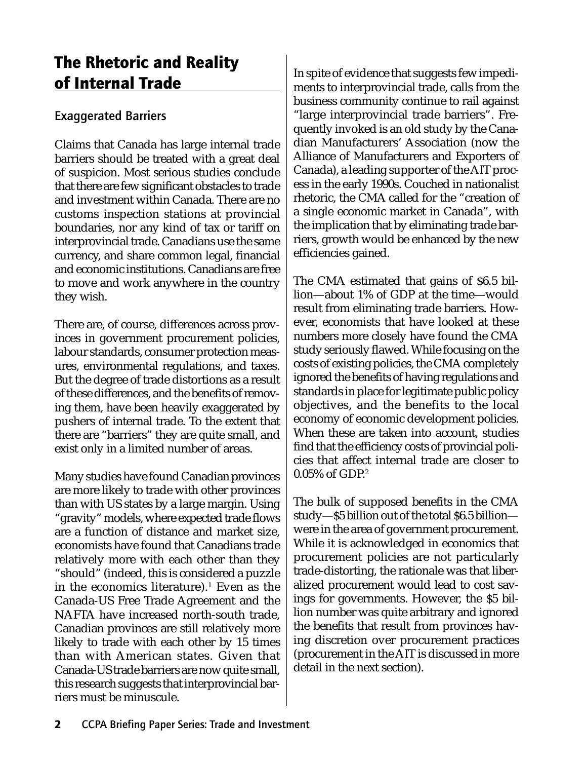## The Rhetoric and Reality of Internal Trade

### Exaggerated Barriers

Claims that Canada has large internal trade barriers should be treated with a great deal of suspicion. Most serious studies conclude that there are few significant obstacles to trade and investment within Canada. There are no customs inspection stations at provincial boundaries, nor any kind of tax or tariff on interprovincial trade. Canadians use the same currency, and share common legal, financial and economic institutions. Canadians are free to move and work anywhere in the country they wish.

There are, of course, differences across provinces in government procurement policies, labour standards, consumer protection measures, environmental regulations, and taxes. But the degree of trade distortions as a result of these differences, and the benefits of removing them, have been heavily exaggerated by pushers of internal trade. To the extent that there are "barriers" they are quite small, and exist only in a limited number of areas.

Many studies have found Canadian provinces are more likely to trade with other provinces than with US states by a large margin. Using "gravity" models, where expected trade flows are a function of distance and market size, economists have found that Canadians trade relatively more with each other than they "should" (indeed, this is considered a puzzle in the economics literature).[1] Even as the Canada-US Free Trade Agreement and the NAFTA have increased north-south trade, Canadian provinces are still relatively more likely to trade with each other by 15 times than with American states. Given that Canada-US trade barriers are now quite small, this research suggests that interprovincial barriers must be minuscule.

In spite of evidence that suggests few impediments to interprovincial trade, calls from the business community continue to rail against "large interprovincial trade barriers". Frequently invoked is an old study by the Canadian Manufacturers' Association (now the Alliance of Manufacturers and Exporters of Canada), a leading supporter of the AIT process in the early 1990s. Couched in nationalist rhetoric, the CMA called for the "creation of a single economic market in Canada", with the implication that by eliminating trade barriers, growth would be enhanced by the new efficiencies gained.

The CMA estimated that gains of $6.5 billion—about 1% of GDP at the time—would result from eliminating trade barriers. However, economists that have looked at these numbers more closely have found the CMA study seriously flawed. While focusing on the costs of existing policies, the CMA completely ignored the benefits of having regulations and standards in place for legitimate public policy objectives, and the benefits to the local economy of economic development policies. When these are taken into account, studies find that the efficiency costs of provincial policies that affect internal trade are closer to 0.05% of GDP.[2]

The bulk of supposed benefits in the CMA study—$5 billion out of the total $6.5 billion—were in the area of government procurement. While it is acknowledged in economics that procurement policies are not particularly trade-distorting, the rationale was that liberalized procurement would lead to cost savings for governments. However, the $5 billion number was quite arbitrary and ignored the benefits that result from provinces having discretion over procurement practices (procurement in the AIT is discussed in more detail in the next section).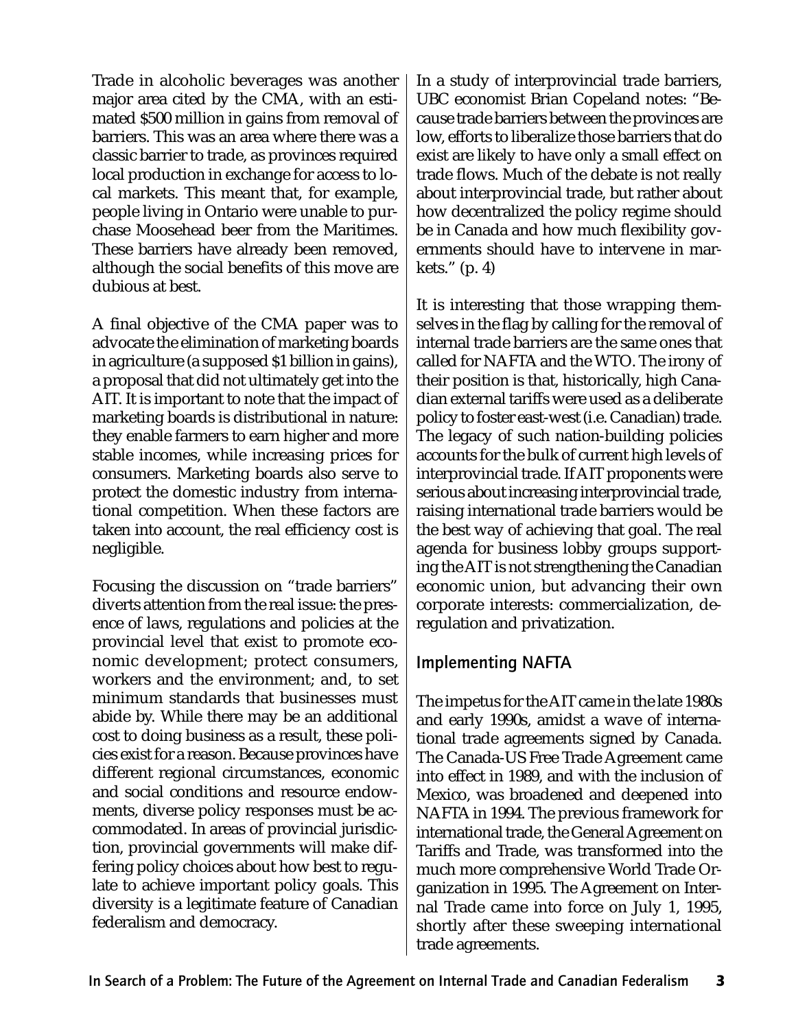Trade in alcoholic beverages was another major area cited by the CMA, with an estimated $500 million in gains from removal of barriers. This was an area where there was a classic barrier to trade, as provinces required local production in exchange for access to local markets. This meant that, for example, people living in Ontario were unable to purchase Moosehead beer from the Maritimes. These barriers have already been removed, although the social benefits of this move are dubious at best.

A final objective of the CMA paper was to advocate the elimination of marketing boards in agriculture (a supposed $1 billion in gains), a proposal that did not ultimately get into the AIT. It is important to note that the impact of marketing boards is distributional in nature: they enable farmers to earn higher and more stable incomes, while increasing prices for consumers. Marketing boards also serve to protect the domestic industry from international competition. When these factors are taken into account, the real efficiency cost is negligible.

Focusing the discussion on "trade barriers" diverts attention from the real issue: the presence of laws, regulations and policies at the provincial level that exist to promote economic development; protect consumers, workers and the environment; and, to set minimum standards that businesses must abide by. While there may be an additional cost to doing business as a result, these policies exist for a reason. Because provinces have different regional circumstances, economic and social conditions and resource endowments, diverse policy responses must be accommodated. In areas of provincial jurisdiction, provincial governments will make differing policy choices about how best to regulate to achieve important policy goals. This diversity is a legitimate feature of Canadian federalism and democracy.

In a study of interprovincial trade barriers, UBC economist Brian Copeland notes: "Because trade barriers between the provinces are low, efforts to liberalize those barriers that do exist are likely to have only a small effect on trade flows. Much of the debate is not really about interprovincial trade, but rather about how decentralized the policy regime should be in Canada and how much flexibility governments should have to intervene in markets." (p. 4)

It is interesting that those wrapping themselves in the flag by calling for the removal of internal trade barriers are the same ones that called for NAFTA and the WTO. The irony of their position is that, historically, high Canadian external tariffs were used as a deliberate policy to foster east-west (i.e. Canadian) trade. The legacy of such nation-building policies accounts for the bulk of current high levels of interprovincial trade. If AIT proponents were serious about increasing interprovincial trade, raising international trade barriers would be the best way of achieving that goal. The real agenda for business lobby groups supporting the AIT is not strengthening the Canadian economic union, but advancing their own corporate interests: commercialization, deregulation and privatization.

## Implementing NAFTA

The impetus for the AIT came in the late 1980s and early 1990s, amidst a wave of international trade agreements signed by Canada. The Canada-US Free Trade Agreement came into effect in 1989, and with the inclusion of Mexico, was broadened and deepened into NAFTA in 1994. The previous framework for international trade, the General Agreement on Tariffs and Trade, was transformed into the much more comprehensive World Trade Organization in 1995. The Agreement on Internal Trade came into force on July 1, 1995, shortly after these sweeping international trade agreements.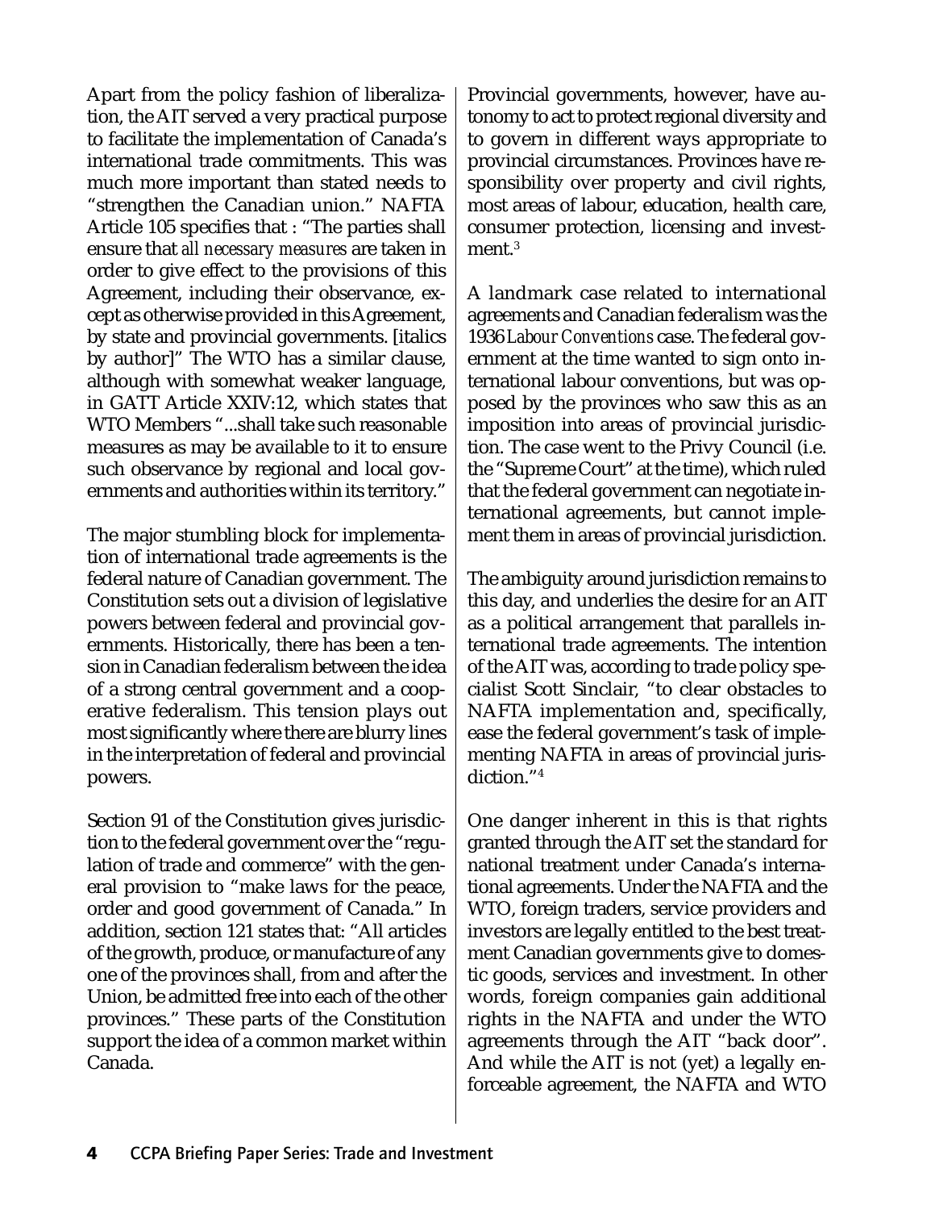Apart from the policy fashion of liberalization, the AIT served a very practical purpose to facilitate the implementation of Canada's international trade commitments. This was much more important than stated needs to "strengthen the Canadian union." NAFTA Article 105 specifies that : "The parties shall ensure that *all necessary measures* are taken in order to give effect to the provisions of this Agreement, including their observance, except as otherwise provided in this Agreement, by state and provincial governments. [italics by author]" The WTO has a similar clause, although with somewhat weaker language, in GATT Article XXIV:12, which states that WTO Members "...shall take such reasonable measures as may be available to it to ensure such observance by regional and local governments and authorities within its territory."

The major stumbling block for implementation of international trade agreements is the federal nature of Canadian government. The Constitution sets out a division of legislative powers between federal and provincial governments. Historically, there has been a tension in Canadian federalism between the idea of a strong central government and a cooperative federalism. This tension plays out most significantly where there are blurry lines in the interpretation of federal and provincial powers.

Section 91 of the Constitution gives jurisdiction to the federal government over the "regulation of trade and commerce" with the general provision to "make laws for the peace, order and good government of Canada." In addition, section 121 states that: "All articles of the growth, produce, or manufacture of any one of the provinces shall, from and after the Union, be admitted free into each of the other provinces." These parts of the Constitution support the idea of a common market within Canada.

Provincial governments, however, have autonomy to act to protect regional diversity and to govern in different ways appropriate to provincial circumstances. Provinces have responsibility over property and civil rights, most areas of labour, education, health care, consumer protection, licensing and investment.[3]

A landmark case related to international agreements and Canadian federalism was the 1936 *Labour Conventions* case. The federal government at the time wanted to sign onto international labour conventions, but was opposed by the provinces who saw this as an imposition into areas of provincial jurisdiction. The case went to the Privy Council (i.e. the "Supreme Court" at the time), which ruled that the federal government can negotiate international agreements, but cannot implement them in areas of provincial jurisdiction.

The ambiguity around jurisdiction remains to this day, and underlies the desire for an AIT as a political arrangement that parallels international trade agreements. The intention of the AIT was, according to trade policy specialist Scott Sinclair, "to clear obstacles to NAFTA implementation and, specifically, ease the federal government's task of implementing NAFTA in areas of provincial jurisdiction."[4]

One danger inherent in this is that rights granted through the AIT set the standard for national treatment under Canada's international agreements. Under the NAFTA and the WTO, foreign traders, service providers and investors are legally entitled to the best treatment Canadian governments give to domestic goods, services and investment. In other words, foreign companies gain additional rights in the NAFTA and under the WTO agreements through the AIT "back door". And while the AIT is not (yet) a legally enforceable agreement, the NAFTA and WTO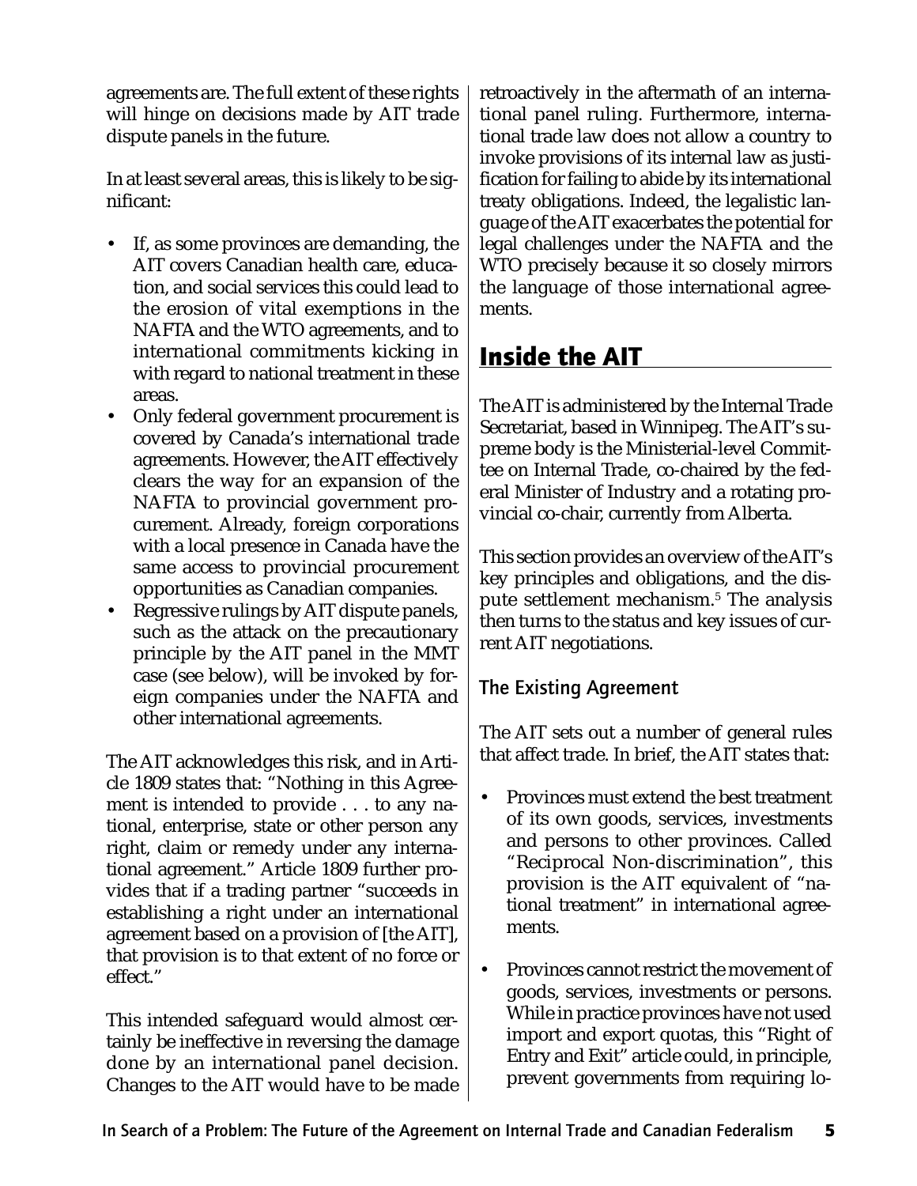agreements are. The full extent of these rights will hinge on decisions made by AIT trade dispute panels in the future.

In at least several areas, this is likely to be significant:

- If, as some provinces are demanding, the AIT covers Canadian health care, education, and social services this could lead to the erosion of vital exemptions in the NAFTA and the WTO agreements, and to international commitments kicking in with regard to national treatment in these areas.
- Only federal government procurement is covered by Canada's international trade agreements. However, the AIT effectively clears the way for an expansion of the NAFTA to provincial government procurement. Already, foreign corporations with a local presence in Canada have the same access to provincial procurement opportunities as Canadian companies.
- Regressive rulings by AIT dispute panels, such as the attack on the precautionary principle by the AIT panel in the MMT case (see below), will be invoked by foreign companies under the NAFTA and other international agreements.

The AIT acknowledges this risk, and in Article 1809 states that: "Nothing in this Agreement is intended to provide . . . to any national, enterprise, state or other person any right, claim or remedy under any international agreement." Article 1809 further provides that if a trading partner "succeeds in establishing a right under an international agreement based on a provision of [the AIT], that provision is to that extent of no force or effect."

This intended safeguard would almost certainly be ineffective in reversing the damage done by an international panel decision. Changes to the AIT would have to be made retroactively in the aftermath of an international panel ruling. Furthermore, international trade law does not allow a country to invoke provisions of its internal law as justification for failing to abide by its international treaty obligations. Indeed, the legalistic language of the AIT exacerbates the potential for legal challenges under the NAFTA and the WTO precisely because it so closely mirrors the language of those international agreements.

## Inside the AIT

The AIT is administered by the Internal Trade Secretariat, based in Winnipeg. The AIT's supreme body is the Ministerial-level Committee on Internal Trade, co-chaired by the federal Minister of Industry and a rotating provincial co-chair, currently from Alberta.

This section provides an overview of the AIT's key principles and obligations, and the dispute settlement mechanism.[5] The analysis then turns to the status and key issues of current AIT negotiations.

### The Existing Agreement

The AIT sets out a number of general rules that affect trade. In brief, the AIT states that:

- Provinces must extend the best treatment of its own goods, services, investments and persons to other provinces. Called "Reciprocal Non-discrimination", this provision is the AIT equivalent of "national treatment" in international agreements.

- Provinces cannot restrict the movement of goods, services, investments or persons. While in practice provinces have not used import and export quotas, this "Right of Entry and Exit" article could, in principle, prevent governments from requiring lo-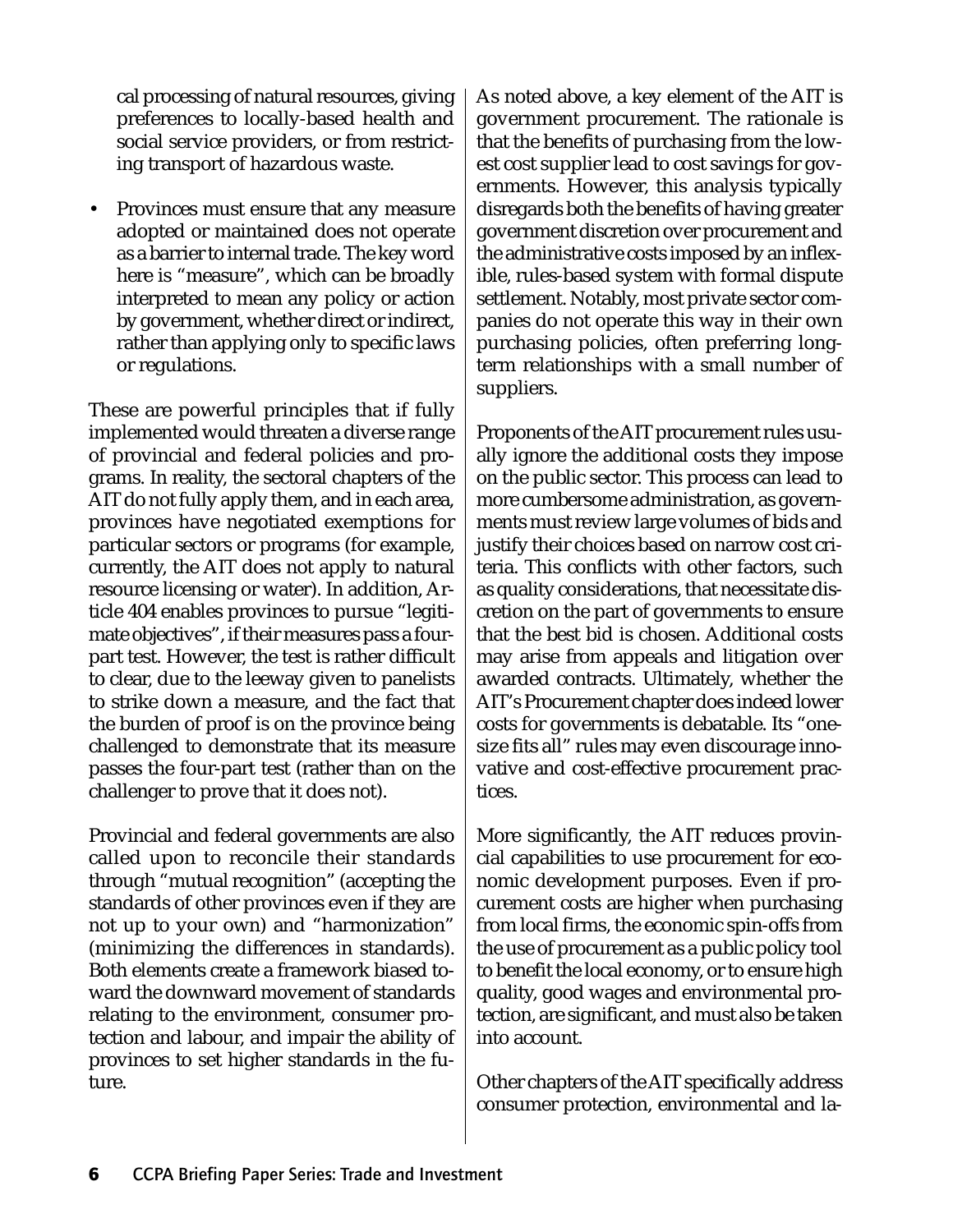cal processing of natural resources, giving preferences to locally-based health and social service providers, or from restricting transport of hazardous waste.

- Provinces must ensure that any measure adopted or maintained does not operate as a barrier to internal trade. The key word here is "measure", which can be broadly interpreted to mean any policy or action by government, whether direct or indirect, rather than applying only to specific laws or regulations.

These are powerful principles that if fully implemented would threaten a diverse range of provincial and federal policies and programs. In reality, the sectoral chapters of the AIT do not fully apply them, and in each area, provinces have negotiated exemptions for particular sectors or programs (for example, currently, the AIT does not apply to natural resource licensing or water). In addition, Article 404 enables provinces to pursue "legitimate objectives", if their measures pass a four-part test. However, the test is rather difficult to clear, due to the leeway given to panelists to strike down a measure, and the fact that the burden of proof is on the province being challenged to demonstrate that its measure passes the four-part test (rather than on the challenger to prove that it does not).

Provincial and federal governments are also called upon to reconcile their standards through "mutual recognition" (accepting the standards of other provinces even if they are not up to your own) and "harmonization" (minimizing the differences in standards). Both elements create a framework biased toward the downward movement of standards relating to the environment, consumer protection and labour, and impair the ability of provinces to set higher standards in the future.

As noted above, a key element of the AIT is government procurement. The rationale is that the benefits of purchasing from the lowest cost supplier lead to cost savings for governments. However, this analysis typically disregards both the benefits of having greater government discretion over procurement and the administrative costs imposed by an inflexible, rules-based system with formal dispute settlement. Notably, most private sector companies do not operate this way in their own purchasing policies, often preferring long-term relationships with a small number of suppliers.

Proponents of the AIT procurement rules usually ignore the additional costs they impose on the public sector. This process can lead to more cumbersome administration, as governments must review large volumes of bids and justify their choices based on narrow cost criteria. This conflicts with other factors, such as quality considerations, that necessitate discretion on the part of governments to ensure that the best bid is chosen. Additional costs may arise from appeals and litigation over awarded contracts. Ultimately, whether the AIT's Procurement chapter does indeed lower costs for governments is debatable. Its "one-size fits all" rules may even discourage innovative and cost-effective procurement practices.

More significantly, the AIT reduces provincial capabilities to use procurement for economic development purposes. Even if procurement costs are higher when purchasing from local firms, the economic spin-offs from the use of procurement as a public policy tool to benefit the local economy, or to ensure high quality, good wages and environmental protection, are significant, and must also be taken into account.

Other chapters of the AIT specifically address consumer protection, environmental and la-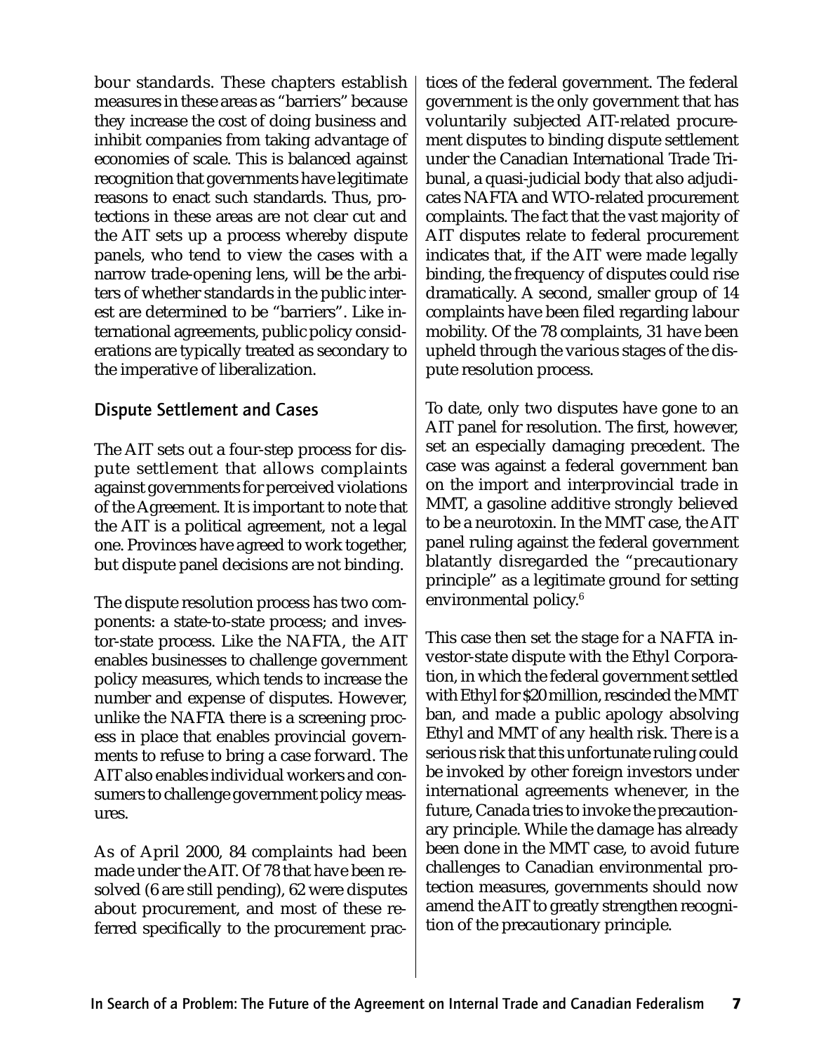bour standards. These chapters establish measures in these areas as "barriers" because they increase the cost of doing business and inhibit companies from taking advantage of economies of scale. This is balanced against recognition that governments have legitimate reasons to enact such standards. Thus, protections in these areas are not clear cut and the AIT sets up a process whereby dispute panels, who tend to view the cases with a narrow trade-opening lens, will be the arbiters of whether standards in the public interest are determined to be "barriers". Like international agreements, public policy considerations are typically treated as secondary to the imperative of liberalization.

## Dispute Settlement and Cases

The AIT sets out a four-step process for dispute settlement that allows complaints against governments for perceived violations of the Agreement. It is important to note that the AIT is a political agreement, not a legal one. Provinces have agreed to work together, but dispute panel decisions are not binding.

The dispute resolution process has two components: a state-to-state process; and investor-state process. Like the NAFTA, the AIT enables businesses to challenge government policy measures, which tends to increase the number and expense of disputes. However, unlike the NAFTA there is a screening process in place that enables provincial governments to refuse to bring a case forward. The AIT also enables individual workers and consumers to challenge government policy measures.

As of April 2000, 84 complaints had been made under the AIT. Of 78 that have been resolved (6 are still pending), 62 were disputes about procurement, and most of these referred specifically to the procurement practices of the federal government. The federal government is the only government that has voluntarily subjected AIT-related procurement disputes to binding dispute settlement under the Canadian International Trade Tribunal, a quasi-judicial body that also adjudicates NAFTA and WTO-related procurement complaints. The fact that the vast majority of AIT disputes relate to federal procurement indicates that, if the AIT were made legally binding, the frequency of disputes could rise dramatically. A second, smaller group of 14 complaints have been filed regarding labour mobility. Of the 78 complaints, 31 have been upheld through the various stages of the dispute resolution process.

To date, only two disputes have gone to an AIT panel for resolution. The first, however, set an especially damaging precedent. The case was against a federal government ban on the import and interprovincial trade in MMT, a gasoline additive strongly believed to be a neurotoxin. In the MMT case, the AIT panel ruling against the federal government blatantly disregarded the "precautionary principle" as a legitimate ground for setting environmental policy.[6]

This case then set the stage for a NAFTA investor-state dispute with the Ethyl Corporation, in which the federal government settled with Ethyl for $20 million, rescinded the MMT ban, and made a public apology absolving Ethyl and MMT of any health risk. There is a serious risk that this unfortunate ruling could be invoked by other foreign investors under international agreements whenever, in the future, Canada tries to invoke the precautionary principle. While the damage has already been done in the MMT case, to avoid future challenges to Canadian environmental protection measures, governments should now amend the AIT to greatly strengthen recognition of the precautionary principle.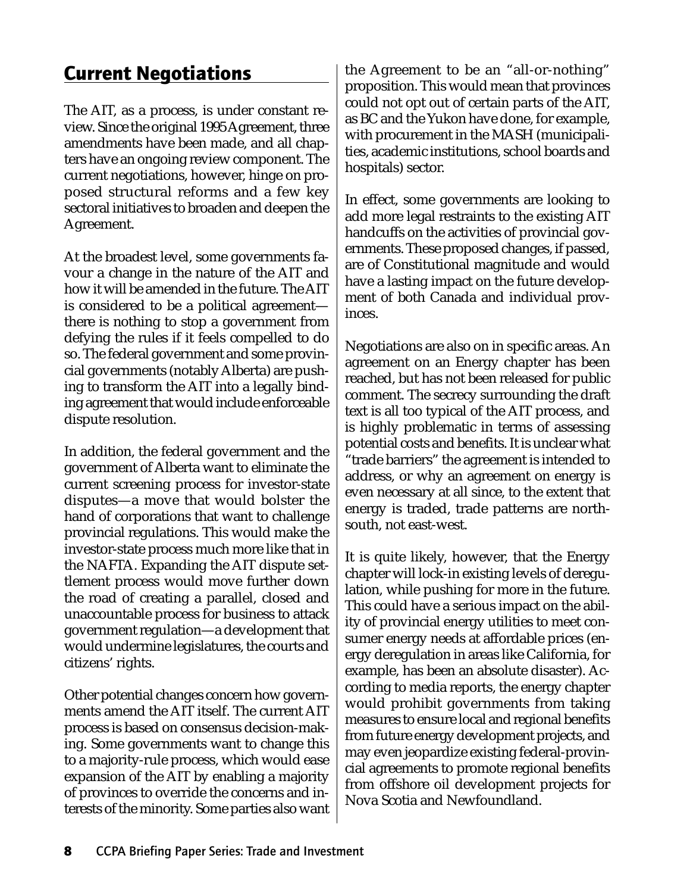## Current Negotiations

The AIT, as a process, is under constant review. Since the original 1995 Agreement, three amendments have been made, and all chapters have an ongoing review component. The current negotiations, however, hinge on proposed structural reforms and a few key sectoral initiatives to broaden and deepen the Agreement.

At the broadest level, some governments favour a change in the nature of the AIT and how it will be amended in the future. The AIT is considered to be a political agreement—there is nothing to stop a government from defying the rules if it feels compelled to do so. The federal government and some provincial governments (notably Alberta) are pushing to transform the AIT into a legally binding agreement that would include enforceable dispute resolution.

In addition, the federal government and the government of Alberta want to eliminate the current screening process for investor-state disputes—a move that would bolster the hand of corporations that want to challenge provincial regulations. This would make the investor-state process much more like that in the NAFTA. Expanding the AIT dispute settlement process would move further down the road of creating a parallel, closed and unaccountable process for business to attack government regulation—a development that would undermine legislatures, the courts and citizens' rights.

Other potential changes concern how governments amend the AIT itself. The current AIT process is based on consensus decision-making. Some governments want to change this to a majority-rule process, which would ease expansion of the AIT by enabling a majority of provinces to override the concerns and interests of the minority. Some parties also want the Agreement to be an "all-or-nothing" proposition. This would mean that provinces could not opt out of certain parts of the AIT, as BC and the Yukon have done, for example, with procurement in the MASH (municipalities, academic institutions, school boards and hospitals) sector.

In effect, some governments are looking to add more legal restraints to the existing AIT handcuffs on the activities of provincial governments. These proposed changes, if passed, are of Constitutional magnitude and would have a lasting impact on the future development of both Canada and individual provinces.

Negotiations are also on in specific areas. An agreement on an Energy chapter has been reached, but has not been released for public comment. The secrecy surrounding the draft text is all too typical of the AIT process, and is highly problematic in terms of assessing potential costs and benefits. It is unclear what "trade barriers" the agreement is intended to address, or why an agreement on energy is even necessary at all since, to the extent that energy is traded, trade patterns are north-south, not east-west.

It is quite likely, however, that the Energy chapter will lock-in existing levels of deregulation, while pushing for more in the future. This could have a serious impact on the ability of provincial energy utilities to meet consumer energy needs at affordable prices (energy deregulation in areas like California, for example, has been an absolute disaster). According to media reports, the energy chapter would prohibit governments from taking measures to ensure local and regional benefits from future energy development projects, and may even jeopardize existing federal-provincial agreements to promote regional benefits from offshore oil development projects for Nova Scotia and Newfoundland.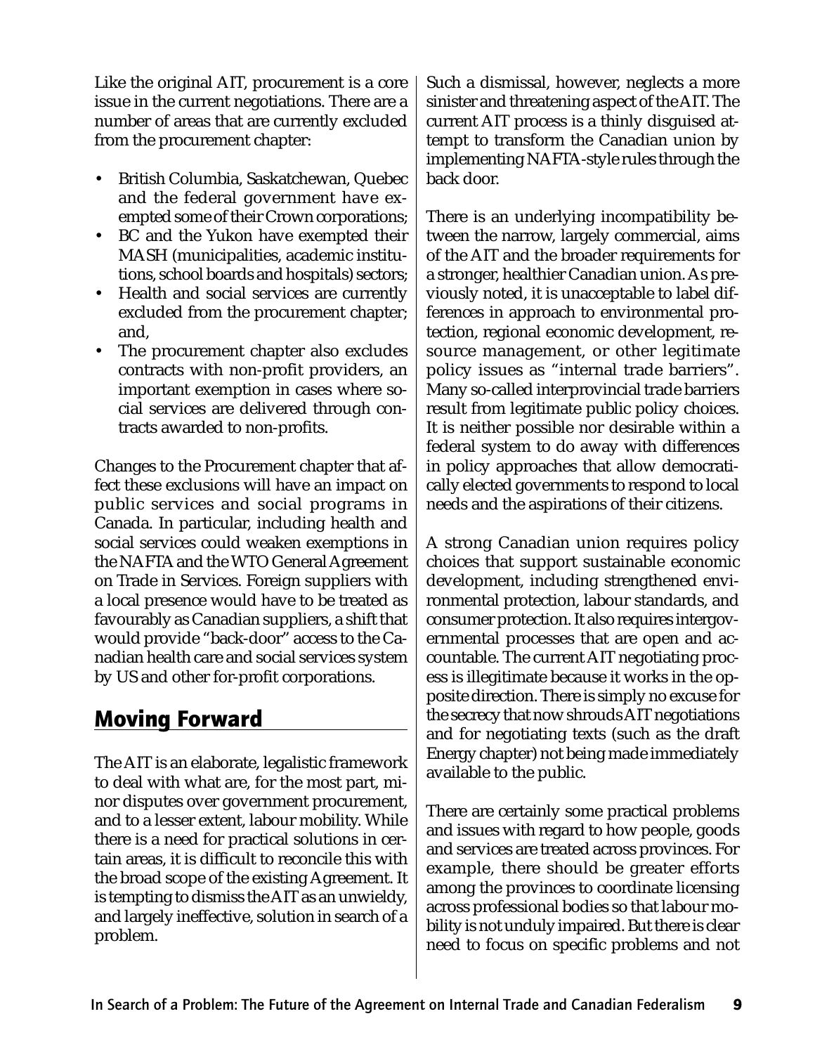Like the original AIT, procurement is a core issue in the current negotiations. There are a number of areas that are currently excluded from the procurement chapter:

- British Columbia, Saskatchewan, Quebec and the federal government have exempted some of their Crown corporations;
- BC and the Yukon have exempted their MASH (municipalities, academic institutions, school boards and hospitals) sectors;
- Health and social services are currently excluded from the procurement chapter; and,
- The procurement chapter also excludes contracts with non-profit providers, an important exemption in cases where social services are delivered through contracts awarded to non-profits.

Changes to the Procurement chapter that affect these exclusions will have an impact on public services and social programs in Canada. In particular, including health and social services could weaken exemptions in the NAFTA and the WTO General Agreement on Trade in Services. Foreign suppliers with a local presence would have to be treated as favourably as Canadian suppliers, a shift that would provide "back-door" access to the Canadian health care and social services system by US and other for-profit corporations.

## Moving Forward

The AIT is an elaborate, legalistic framework to deal with what are, for the most part, minor disputes over government procurement, and to a lesser extent, labour mobility. While there is a need for practical solutions in certain areas, it is difficult to reconcile this with the broad scope of the existing Agreement. It is tempting to dismiss the AIT as an unwieldy, and largely ineffective, solution in search of a problem.

Such a dismissal, however, neglects a more sinister and threatening aspect of the AIT. The current AIT process is a thinly disguised attempt to transform the Canadian union by implementing NAFTA-style rules through the back door.

There is an underlying incompatibility between the narrow, largely commercial, aims of the AIT and the broader requirements for a stronger, healthier Canadian union. As previously noted, it is unacceptable to label differences in approach to environmental protection, regional economic development, resource management, or other legitimate policy issues as "internal trade barriers". Many so-called interprovincial trade barriers result from legitimate public policy choices. It is neither possible nor desirable within a federal system to do away with differences in policy approaches that allow democratically elected governments to respond to local needs and the aspirations of their citizens.

A strong Canadian union requires policy choices that support sustainable economic development, including strengthened environmental protection, labour standards, and consumer protection. It also requires intergovernmental processes that are open and accountable. The current AIT negotiating process is illegitimate because it works in the opposite direction. There is simply no excuse for the secrecy that now shrouds AIT negotiations and for negotiating texts (such as the draft Energy chapter) not being made immediately available to the public.

There are certainly some practical problems and issues with regard to how people, goods and services are treated across provinces. For example, there should be greater efforts among the provinces to coordinate licensing across professional bodies so that labour mobility is not unduly impaired. But there is clear need to focus on specific problems and not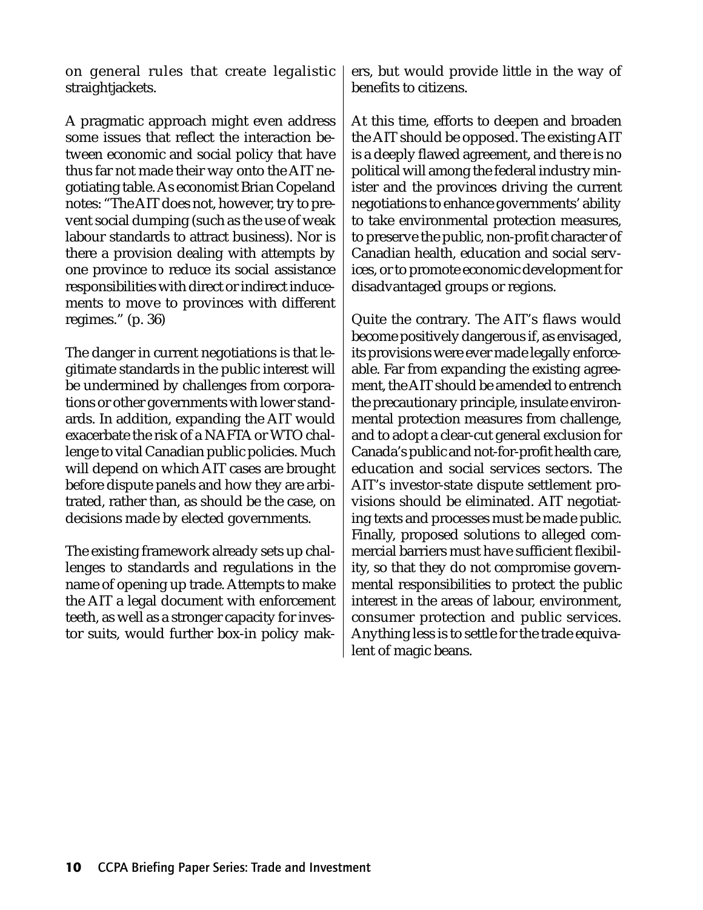on general rules that create legalistic straightjackets.

A pragmatic approach might even address some issues that reflect the interaction between economic and social policy that have thus far not made their way onto the AIT negotiating table. As economist Brian Copeland notes: "The AIT does not, however, try to prevent social dumping (such as the use of weak labour standards to attract business). Nor is there a provision dealing with attempts by one province to reduce its social assistance responsibilities with direct or indirect inducements to move to provinces with different regimes." (p. 36)

The danger in current negotiations is that legitimate standards in the public interest will be undermined by challenges from corporations or other governments with lower standards. In addition, expanding the AIT would exacerbate the risk of a NAFTA or WTO challenge to vital Canadian public policies. Much will depend on which AIT cases are brought before dispute panels and how they are arbitrated, rather than, as should be the case, on decisions made by elected governments.

The existing framework already sets up challenges to standards and regulations in the name of opening up trade. Attempts to make the AIT a legal document with enforcement teeth, as well as a stronger capacity for investor suits, would further box-in policy makers, but would provide little in the way of benefits to citizens.

At this time, efforts to deepen and broaden the AIT should be opposed. The existing AIT is a deeply flawed agreement, and there is no political will among the federal industry minister and the provinces driving the current negotiations to enhance governments' ability to take environmental protection measures, to preserve the public, non-profit character of Canadian health, education and social services, or to promote economic development for disadvantaged groups or regions.

Quite the contrary. The AIT's flaws would become positively dangerous if, as envisaged, its provisions were ever made legally enforceable. Far from expanding the existing agreement, the AIT should be amended to entrench the precautionary principle, insulate environmental protection measures from challenge, and to adopt a clear-cut general exclusion for Canada's public and not-for-profit health care, education and social services sectors. The AIT's investor-state dispute settlement provisions should be eliminated. AIT negotiating texts and processes must be made public. Finally, proposed solutions to alleged commercial barriers must have sufficient flexibility, so that they do not compromise governmental responsibilities to protect the public interest in the areas of labour, environment, consumer protection and public services. Anything less is to settle for the trade equivalent of magic beans.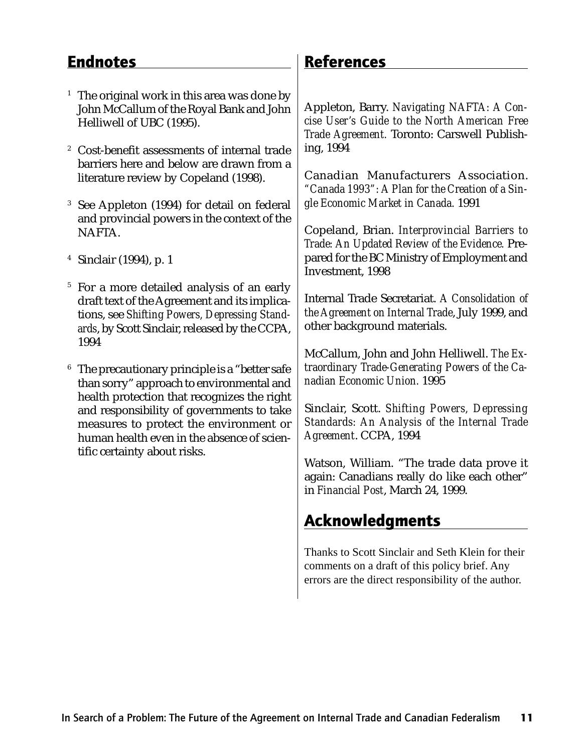## Endnotes

[1] The original work in this area was done by John McCallum of the Royal Bank and John Helliwell of UBC (1995).

[2] Cost-benefit assessments of internal trade barriers here and below are drawn from a literature review by Copeland (1998).

[3] See Appleton (1994) for detail on federal and provincial powers in the context of the NAFTA.

[4] Sinclair (1994), p. 1

[5] For a more detailed analysis of an early draft text of the Agreement and its implications, see *Shifting Powers, Depressing Standards*, by Scott Sinclair, released by the CCPA, 1994

[6] The precautionary principle is a "better safe than sorry" approach to environmental and health protection that recognizes the right and responsibility of governments to take measures to protect the environment or human health even in the absence of scientific certainty about risks.

## References

Appleton, Barry. *Navigating NAFTA: A Concise User's Guide to the North American Free Trade Agreement.* Toronto: Carswell Publishing, 1994

Canadian Manufacturers Association. *"Canada 1993": A Plan for the Creation of a Single Economic Market in Canada.* 1991

Copeland, Brian. *Interprovincial Barriers to Trade: An Updated Review of the Evidence.* Prepared for the BC Ministry of Employment and Investment, 1998

Internal Trade Secretariat. *A Consolidation of the Agreement on Internal Trade*, July 1999, and other background materials.

McCallum, John and John Helliwell. *The Extraordinary Trade-Generating Powers of the Canadian Economic Union.* 1995

Sinclair, Scott. *Shifting Powers, Depressing Standards: An Analysis of the Internal Trade Agreement*. CCPA, 1994

Watson, William. "The trade data prove it again: Canadians really do like each other" in *Financial Post*, March 24, 1999.

## Acknowledgments

Thanks to Scott Sinclair and Seth Klein for their comments on a draft of this policy brief. Any errors are the direct responsibility of the author.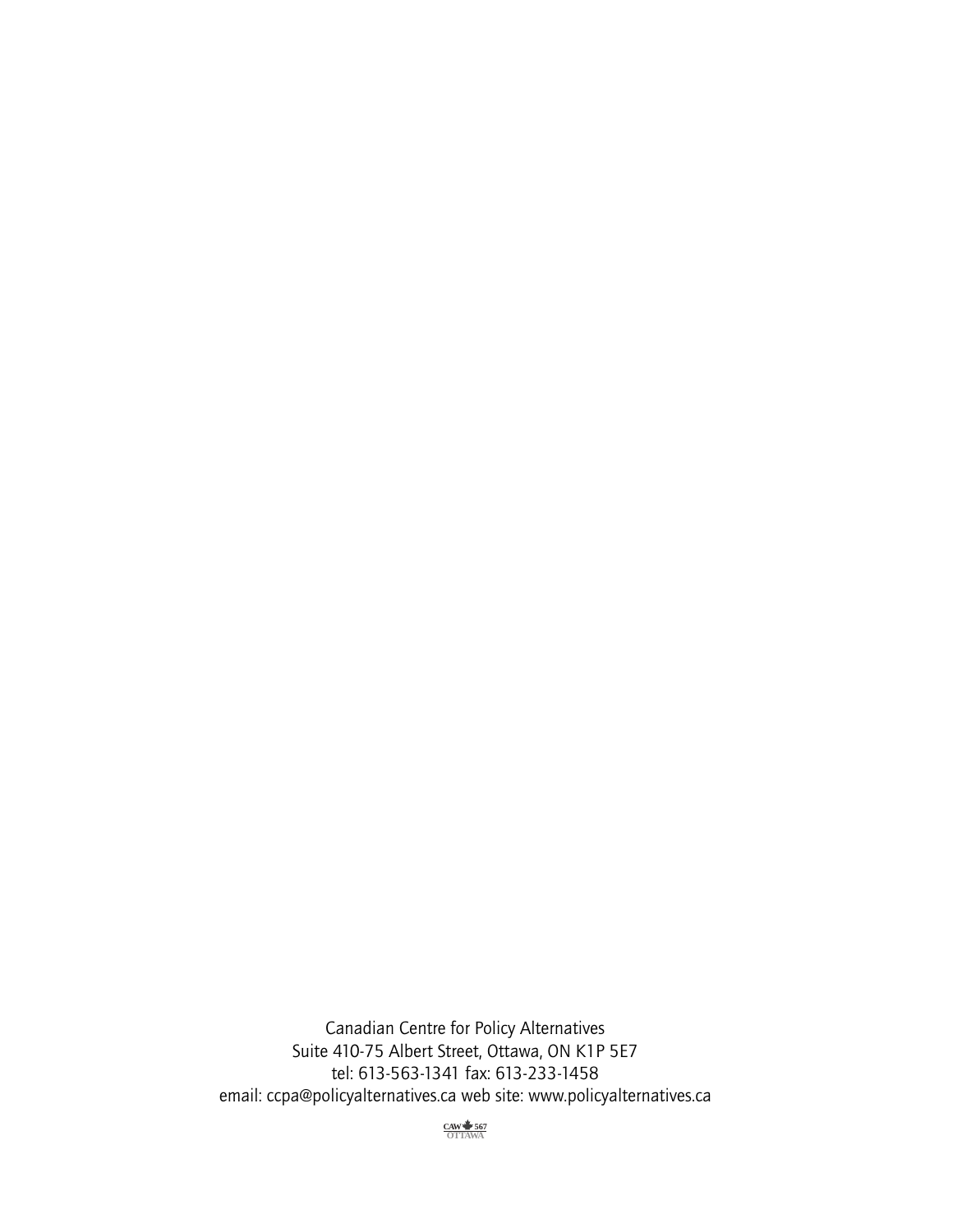Canadian Centre for Policy Alternatives
Suite 410-75 Albert Street, Ottawa, ON K1P 5E7
tel: 613-563-1341 fax: 613-233-1458
email: ccpa@policyalternatives.ca web site: www.policyalternatives.ca

CAW 567
OTTAWA